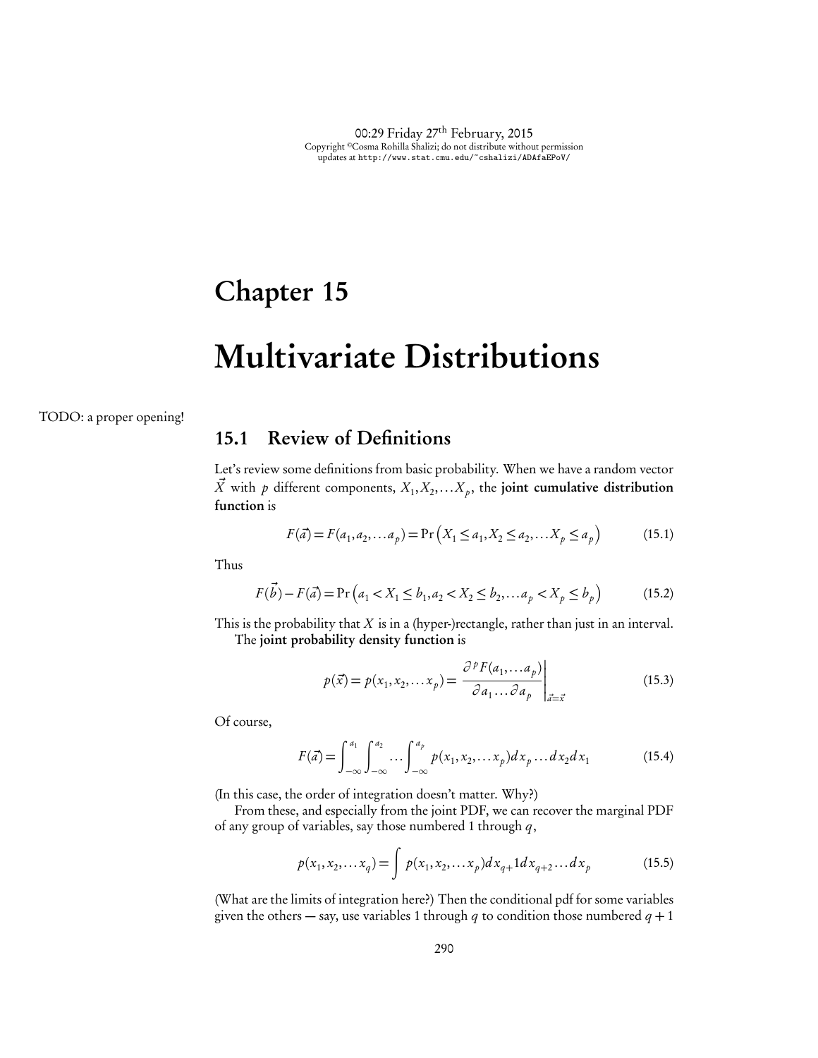# Chapter 15

# Multivariate Distributions

TODO: a proper opening!

## 15.1 Review of Definitions

Let's review some definitions from basic probability. When we have a random vector $\vec{X}$ with $p$ different components, $X_1, X_2, \ldots X_p$, the **joint cumulative distribution function** is

$$F(\vec{a}) = F(a_1, a_2, \ldots a_p) = \Pr\left(X_1 \leq a_1, X_2 \leq a_2, \ldots X_p \leq a_p\right) \tag{15.1}$$

Thus

$$F(\vec{b}) - F(\vec{a}) = \Pr\left(a_1 < X_1 \leq b_1, a_2 < X_2 \leq b_2, \ldots a_p < X_p \leq b_p\right) \tag{15.2}$$

This is the probability that $X$ is in a (hyper-)rectangle, rather than just in an interval.

The **joint probability density function** is

$$p(\vec{x}) = p(x_1, x_2, \ldots x_p) = \left. \frac{\partial^p F(a_1, \ldots a_p)}{\partial a_1 \ldots \partial a_p} \right|_{\vec{a}=\vec{x}} \tag{15.3}$$

Of course,

$$F(\vec{a}) = \int_{-\infty}^{a_1} \int_{-\infty}^{a_2} \ldots \int_{-\infty}^{a_p} p(x_1, x_2, \ldots x_p) dx_p \ldots dx_2 dx_1 \tag{15.4}$$

(In this case, the order of integration doesn't matter. Why?)

From these, and especially from the joint PDF, we can recover the marginal PDF of any group of variables, say those numbered 1 through $q$,

$$p(x_1, x_2, \ldots x_q) = \int p(x_1, x_2, \ldots x_p) dx_{q+}1 dx_{q+2} \ldots dx_p \tag{15.5}$$

(What are the limits of integration here?) Then the conditional pdf for some variables given the others — say, use variables 1 through $q$ to condition those numbered $q+1$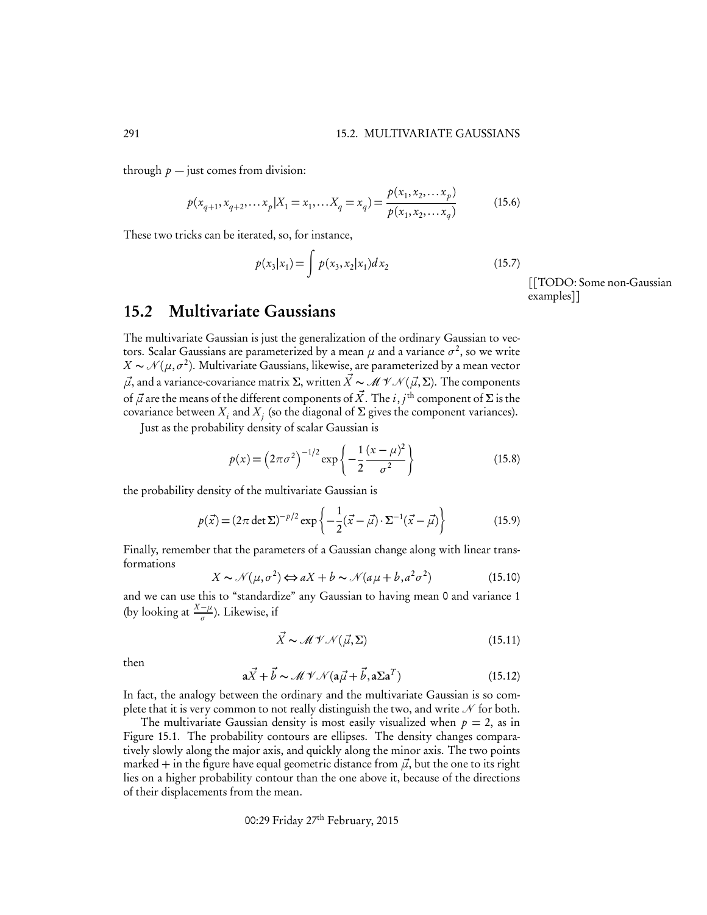through $p$ — just comes from division:

$$p(x_{q+1}, x_{q+2}, \ldots x_p | X_1 = x_1, \ldots X_q = x_q) = \frac{p(x_1, x_2, \ldots x_p)}{p(x_1, x_2, \ldots x_q)} \tag{15.6}$$

These two tricks can be iterated, so, for instance,

$$p(x_3|x_1) = \int p(x_3, x_2|x_1) dx_2 \tag{15.7}$$

[[TODO: Some non-Gaussian examples]]

## 15.2 Multivariate Gaussians

The multivariate Gaussian is just the generalization of the ordinary Gaussian to vectors. Scalar Gaussians are parameterized by a mean $\mu$ and a variance $\sigma^2$, so we write $X \sim \mathcal{N}(\mu, \sigma^2)$. Multivariate Gaussians, likewise, are parameterized by a mean vector $\vec{\mu}$, and a variance-covariance matrix $\Sigma$, written $\vec{X} \sim \mathcal{MVN}(\vec{\mu}, \Sigma)$. The components of $\vec{\mu}$ are the means of the different components of $\vec{X}$. The $i, j^{\text{th}}$ component of $\Sigma$ is the covariance between $X_i$ and $X_j$ (so the diagonal of $\Sigma$ gives the component variances).

Just as the probability density of scalar Gaussian is

$$p(x) = \left(2\pi\sigma^2\right)^{-1/2} \exp\left\{-\frac{1}{2}\frac{(x-\mu)^2}{\sigma^2}\right\} \tag{15.8}$$

the probability density of the multivariate Gaussian is

$$p(\vec{x}) = (2\pi \det \Sigma)^{-p/2} \exp\left\{-\frac{1}{2}(\vec{x} - \vec{\mu}) \cdot \Sigma^{-1}(\vec{x} - \vec{\mu})\right\} \tag{15.9}$$

Finally, remember that the parameters of a Gaussian change along with linear transformations

$$X \sim \mathcal{N}(\mu, \sigma^2) \Leftrightarrow aX + b \sim \mathcal{N}(a\mu + b, a^2\sigma^2) \tag{15.10}$$

and we can use this to "standardize" any Gaussian to having mean 0 and variance 1 (by looking at $\frac{X-\mu}{\sigma}$). Likewise, if

$$\vec{X} \sim \mathcal{MVN}(\vec{\mu}, \Sigma) \tag{15.11}$$

then

$$\mathbf{a}\vec{X} + \vec{b} \sim \mathcal{MVN}(\mathbf{a}\vec{\mu} + \vec{b}, \mathbf{a}\Sigma\mathbf{a}^T) \tag{15.12}$$

In fact, the analogy between the ordinary and the multivariate Gaussian is so complete that it is very common to not really distinguish the two, and write $\mathcal{N}$ for both.

The multivariate Gaussian density is most easily visualized when $p = 2$, as in Figure 15.1. The probability contours are ellipses. The density changes comparatively slowly along the major axis, and quickly along the minor axis. The two points marked + in the figure have equal geometric distance from $\vec{\mu}$, but the one to its right lies on a higher probability contour than the one above it, because of the directions of their displacements from the mean.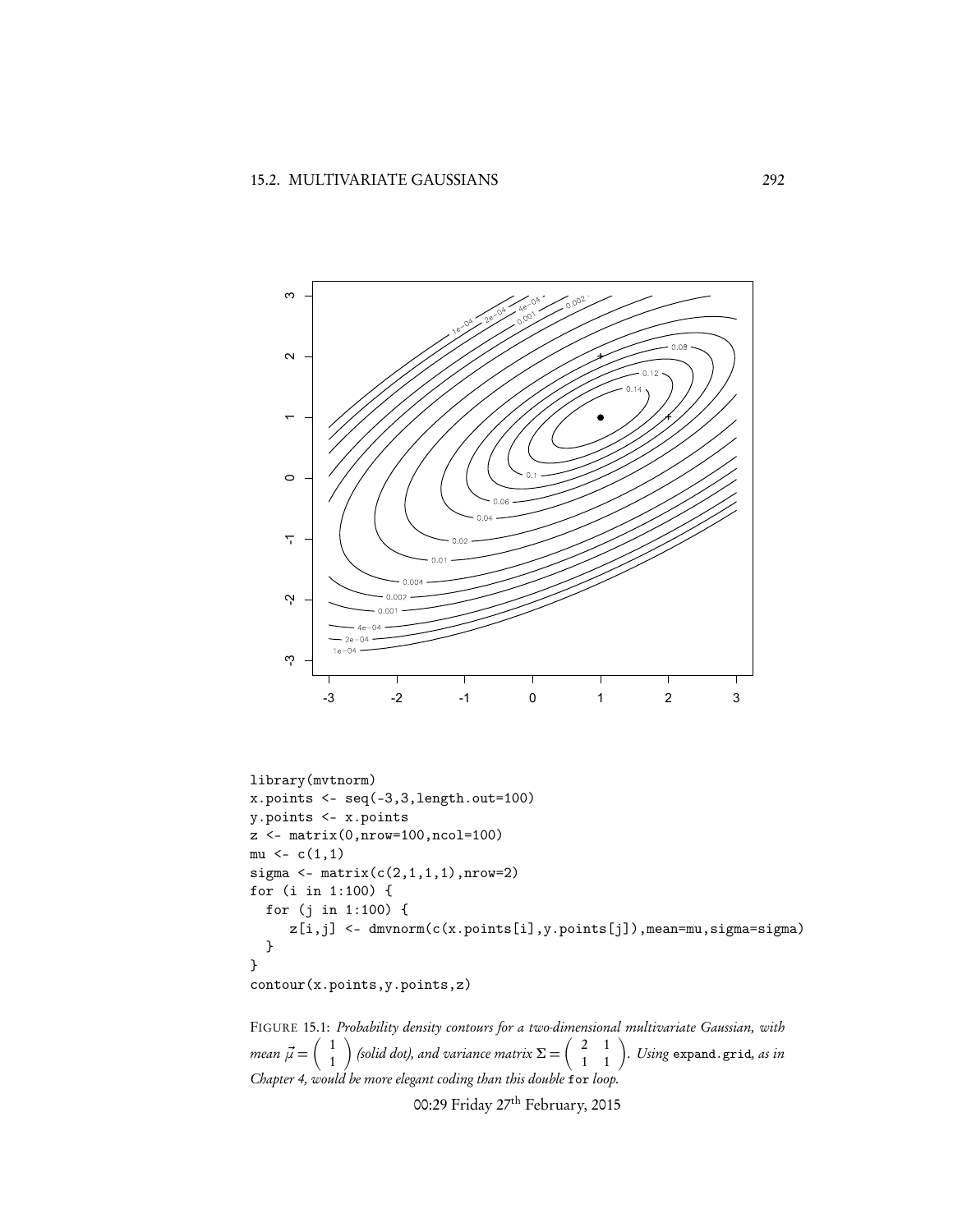```
library(mvtnorm)
x.points <- seq(-3,3,length.out=100)
y.points <- x.points
z <- matrix(0,nrow=100,ncol=100)
mu <- c(1,1)
sigma <- matrix(c(2,1,1,1),nrow=2)
for (i in 1:100) {
  for (j in 1:100) {
    z[i,j] <- dmvnorm(c(x.points[i],y.points[j]),mean=mu,sigma=sigma)
  }
}
contour(x.points,y.points,z)
```

FIGURE 15.1: *Probability density contours for a two-dimensional multivariate Gaussian, with mean* $\vec{\mu} = \left( \begin{array}{c} 1 \\ 1 \end{array} \right)$ *(solid dot), and variance matrix* $\Sigma = \left( \begin{array}{cc} 2 & 1 \\ 1 & 1 \end{array} \right)$. *Using* `expand.grid`*, as in Chapter 4, would be more elegant coding than this double* `for` *loop.*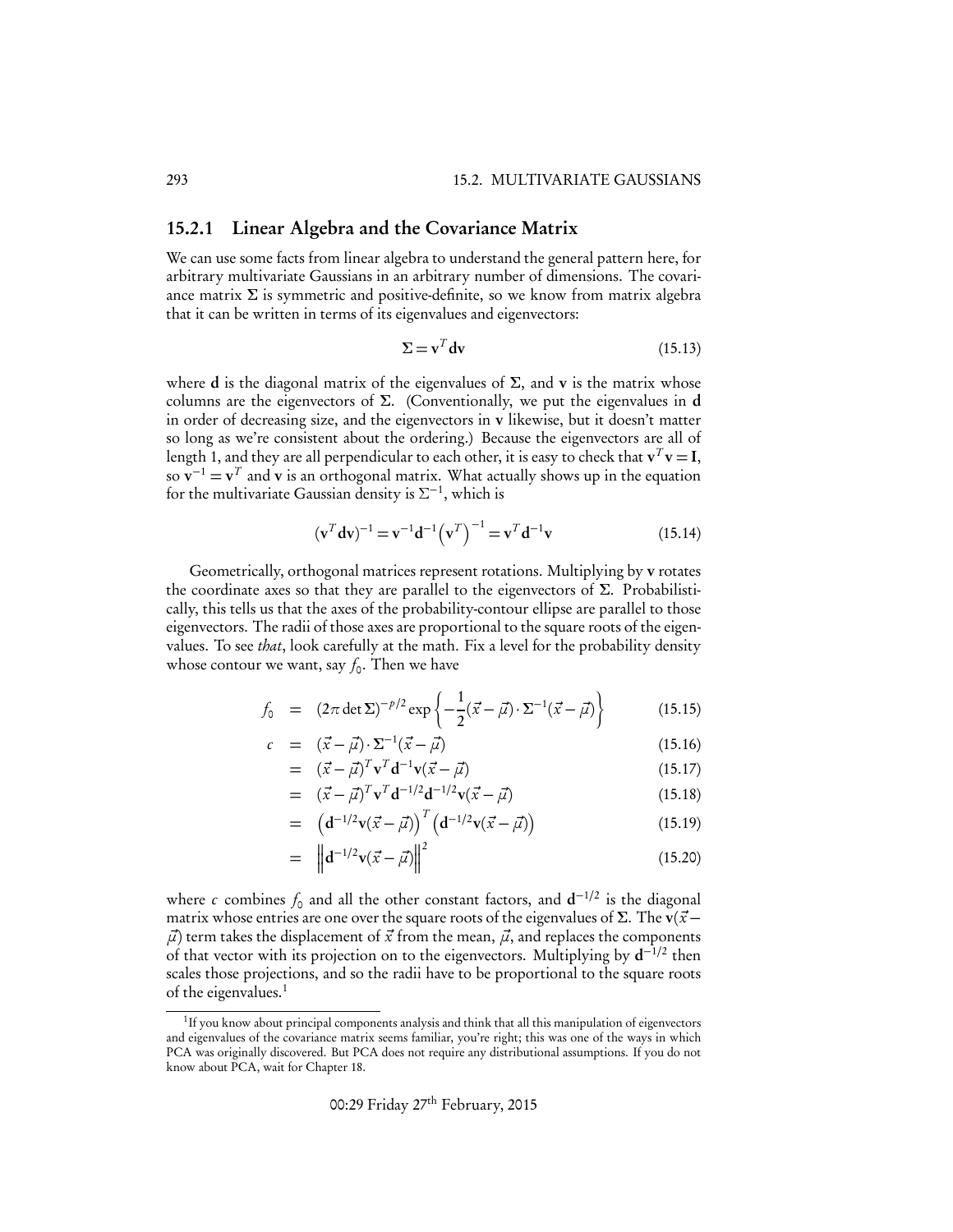### 15.2.1 Linear Algebra and the Covariance Matrix

We can use some facts from linear algebra to understand the general pattern here, for arbitrary multivariate Gaussians in an arbitrary number of dimensions. The covariance matrix $\mathbf{\Sigma}$ is symmetric and positive-definite, so we know from matrix algebra that it can be written in terms of its eigenvalues and eigenvectors:

$$\mathbf{\Sigma} = \mathbf{v}^T \mathbf{d} \mathbf{v} \tag{15.13}$$

where $\mathbf{d}$ is the diagonal matrix of the eigenvalues of $\mathbf{\Sigma}$, and $\mathbf{v}$ is the matrix whose columns are the eigenvectors of $\mathbf{\Sigma}$. (Conventionally, we put the eigenvalues in $\mathbf{d}$ in order of decreasing size, and the eigenvectors in $\mathbf{v}$ likewise, but it doesn't matter so long as we're consistent about the ordering.) Because the eigenvectors are all of length 1, and they are all perpendicular to each other, it is easy to check that $\mathbf{v}^T\mathbf{v} = \mathbf{I}$, so $\mathbf{v}^{-1} = \mathbf{v}^T$ and $\mathbf{v}$ is an orthogonal matrix. What actually shows up in the equation for the multivariate Gaussian density is $\Sigma^{-1}$, which is

$$(\mathbf{v}^T \mathbf{d} \mathbf{v})^{-1} = \mathbf{v}^{-1} \mathbf{d}^{-1} \left(\mathbf{v}^T\right)^{-1} = \mathbf{v}^T \mathbf{d}^{-1} \mathbf{v} \tag{15.14}$$

Geometrically, orthogonal matrices represent rotations. Multiplying by $\mathbf{v}$ rotates the coordinate axes so that they are parallel to the eigenvectors of $\mathbf{\Sigma}$. Probabilistically, this tells us that the axes of the probability-contour ellipse are parallel to those eigenvectors. The radii of those axes are proportional to the square roots of the eigenvalues. To see *that*, look carefully at the math. Fix a level for the probability density whose contour we want, say $f_0$. Then we have

$$
\begin{aligned}
f_0 &= (2\pi \det \mathbf{\Sigma})^{-p/2} \exp\left\{-\frac{1}{2}(\vec{x}-\vec{\mu}) \cdot \mathbf{\Sigma}^{-1}(\vec{x}-\vec{\mu})\right\} && (15.15)\\
c &= (\vec{x}-\vec{\mu}) \cdot \mathbf{\Sigma}^{-1}(\vec{x}-\vec{\mu}) && (15.16)\\
&= (\vec{x}-\vec{\mu})^T \mathbf{v}^T \mathbf{d}^{-1} \mathbf{v}(\vec{x}-\vec{\mu}) && (15.17)\\
&= (\vec{x}-\vec{\mu})^T \mathbf{v}^T \mathbf{d}^{-1/2} \mathbf{d}^{-1/2} \mathbf{v}(\vec{x}-\vec{\mu}) && (15.18)\\
&= \left(\mathbf{d}^{-1/2} \mathbf{v}(\vec{x}-\vec{\mu})\right)^T \left(\mathbf{d}^{-1/2} \mathbf{v}(\vec{x}-\vec{\mu})\right) && (15.19)\\
&= \left\|\mathbf{d}^{-1/2} \mathbf{v}(\vec{x}-\vec{\mu})\right\|^2 && (15.20)
\end{aligned}
$$

where $c$ combines $f_0$ and all the other constant factors, and $\mathbf{d}^{-1/2}$ is the diagonal matrix whose entries are one over the square roots of the eigenvalues of $\mathbf{\Sigma}$. The $\mathbf{v}(\vec{x}-\vec{\mu})$ term takes the displacement of $\vec{x}$ from the mean, $\vec{\mu}$, and replaces the components of that vector with its projection on to the eigenvectors. Multiplying by $\mathbf{d}^{-1/2}$ then scales those projections, and so the radii have to be proportional to the square roots of the eigenvalues.[1]

[1] If you know about principal components analysis and think that all this manipulation of eigenvectors and eigenvalues of the covariance matrix seems familiar, you're right; this was one of the ways in which PCA was originally discovered. But PCA does not require any distributional assumptions. If you do not know about PCA, wait for Chapter 18.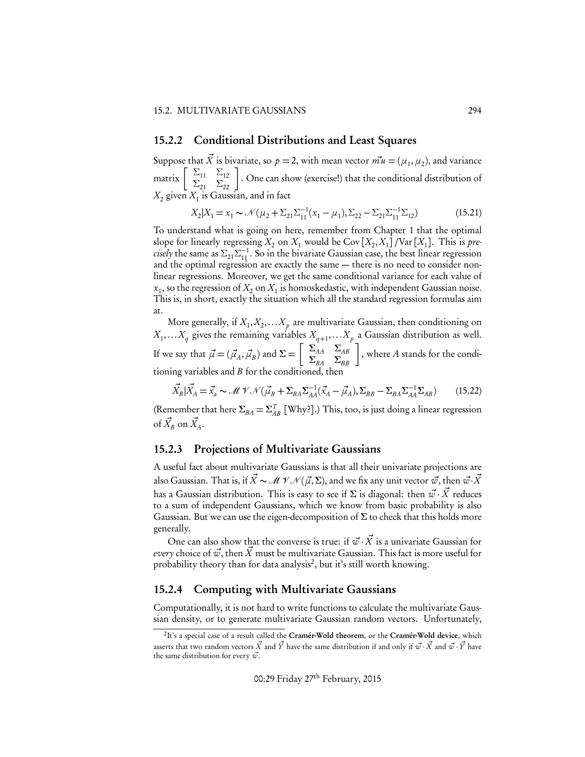### 15.2.2 Conditional Distributions and Least Squares

Suppose that $\vec{X}$ is bivariate, so $p = 2$, with mean vector $\vec{mu} = (\mu_1, \mu_2)$, and variance matrix $\left[\begin{array}{cc} \Sigma_{11} & \Sigma_{12} \\ \Sigma_{21} & \Sigma_{22} \end{array}\right]$. One can show (exercise!) that the conditional distribution of $X_2$ given $X_1$ is Gaussian, and in fact

$$X_2|X_1 = x_1 \sim \mathcal{N}(\mu_2 + \Sigma_{21}\Sigma_{11}^{-1}(x_1 - \mu_1), \Sigma_{22} - \Sigma_{21}\Sigma_{11}^{-1}\Sigma_{12}) \tag{15.21}$$

To understand what is going on here, remember from Chapter 1 that the optimal slope for linearly regressing $X_2$ on $X_1$ would be $\text{Cov}[X_2, X_1] / \text{Var}[X_1]$. This is *precisely* the same as $\Sigma_{21}\Sigma_{11}^{-1}$. So in the bivariate Gaussian case, the best linear regression and the optimal regression are exactly the same — there is no need to consider nonlinear regressions. Moreover, we get the same conditional variance for each value of $x_1$, so the regression of $X_2$ on $X_1$ is homoskedastic, with independent Gaussian noise. This is, in short, exactly the situation which all the standard regression formulas aim at.

More generally, if $X_1, X_2, \ldots X_p$ are multivariate Gaussian, then conditioning on $X_1, \ldots X_q$ gives the remaining variables $X_{q+1}, \ldots X_p$ a Gaussian distribution as well. If we say that $\vec{\mu} = (\vec{\mu}_A, \vec{\mu}_B)$ and $\mathbf{\Sigma} = \left[\begin{array}{cc} \mathbf{\Sigma}_{AA} & \mathbf{\Sigma}_{AB} \\ \mathbf{\Sigma}_{BA} & \mathbf{\Sigma}_{BB} \end{array}\right]$, where $A$ stands for the conditioning variables and $B$ for the conditioned, then

$$\vec{X}_B|\vec{X}_A = \vec{x}_a \sim \mathcal{MVN}(\vec{\mu}_B + \mathbf{\Sigma}_{BA}\mathbf{\Sigma}_{AA}^{-1}(\vec{x}_A - \vec{\mu}_A), \mathbf{\Sigma}_{BB} - \mathbf{\Sigma}_{BA}\mathbf{\Sigma}_{AA}^{-1}\mathbf{\Sigma}_{AB}) \tag{15.22}$$

(Remember that here $\mathbf{\Sigma}_{BA} = \mathbf{\Sigma}_{AB}^T$ [Why?].) This, too, is just doing a linear regression of $\vec{X}_B$ on $\vec{X}_A$.

### 15.2.3 Projections of Multivariate Gaussians

A useful fact about multivariate Gaussians is that all their univariate projections are also Gaussian. That is, if $\vec{X} \sim \mathcal{MVN}(\vec{\mu}, \mathbf{\Sigma})$, and we fix any unit vector $\vec{w}$, then $\vec{w} \cdot \vec{X}$ has a Gaussian distribution. This is easy to see if $\mathbf{\Sigma}$ is diagonal: then $\vec{w} \cdot \vec{X}$ reduces to a sum of independent Gaussians, which we know from basic probability is also Gaussian. But we can use the eigen-decomposition of $\mathbf{\Sigma}$ to check that this holds more generally.

One can also show that the converse is true: if $\vec{w} \cdot \vec{X}$ is a univariate Gaussian for *every* choice of $\vec{w}$, then $\vec{X}$ must be multivariate Gaussian. This fact is more useful for probability theory than for data analysis[2], but it's still worth knowing.

### 15.2.4 Computing with Multivariate Gaussians

Computationally, it is not hard to write functions to calculate the multivariate Gaussian density, or to generate multivariate Gaussian random vectors. Unfortunately,

[2] It's a special case of a result called the **Cramér-Wold theorem**, or the **Cramér-Wold device**, which asserts that two random vectors $\vec{X}$ and $\vec{Y}$ have the same distribution if and only if $\vec{w} \cdot \vec{X}$ and $\vec{w} \cdot \vec{Y}$ have the same distribution for every $\vec{w}$.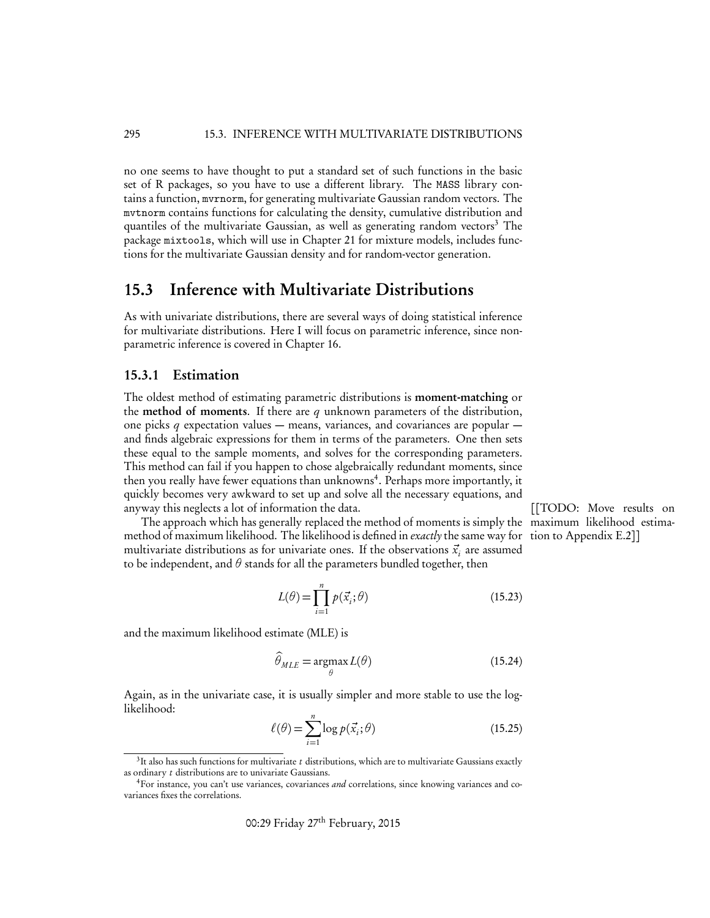no one seems to have thought to put a standard set of such functions in the basic set of R packages, so you have to use a different library. The MASS library contains a function, mvrnorm, for generating multivariate Gaussian random vectors. The mvtnorm contains functions for calculating the density, cumulative distribution and quantiles of the multivariate Gaussian, as well as generating random vectors[3] The package mixtools, which will use in Chapter 21 for mixture models, includes functions for the multivariate Gaussian density and for random-vector generation.

## 15.3 Inference with Multivariate Distributions

As with univariate distributions, there are several ways of doing statistical inference for multivariate distributions. Here I will focus on parametric inference, since non-parametric inference is covered in Chapter 16.

### 15.3.1 Estimation

The oldest method of estimating parametric distributions is **moment-matching** or the **method of moments**. If there are $q$ unknown parameters of the distribution, one picks $q$ expectation values — means, variances, and covariances are popular — and finds algebraic expressions for them in terms of the parameters. One then sets these equal to the sample moments, and solves for the corresponding parameters. This method can fail if you happen to chose algebraically redundant moments, since then you really have fewer equations than unknowns[4]. Perhaps more importantly, it quickly becomes very awkward to set up and solve all the necessary equations, and anyway this neglects a lot of information the data.

[[TODO: Move results on maximum likelihood estimation to Appendix E.2]]

The approach which has generally replaced the method of moments is simply the method of maximum likelihood. The likelihood is defined in *exactly* the same way for multivariate distributions as for univariate ones. If the observations $\vec{x}_i$ are assumed to be independent, and $\theta$ stands for all the parameters bundled together, then

$$L(\theta) = \prod_{i=1}^{n} p(\vec{x}_i; \theta) \tag{15.23}$$

and the maximum likelihood estimate (MLE) is

$$\widehat{\theta}_{MLE} = \underset{\theta}{\operatorname{argmax}}\, L(\theta) \tag{15.24}$$

Again, as in the univariate case, it is usually simpler and more stable to use the log-likelihood:

$$\ell(\theta) = \sum_{i=1}^{n} \log p(\vec{x}_i; \theta) \tag{15.25}$$

[3] It also has such functions for multivariate $t$ distributions, which are to multivariate Gaussians exactly as ordinary $t$ distributions are to univariate Gaussians.

[4] For instance, you can't use variances, covariances *and* correlations, since knowing variances and covariances fixes the correlations.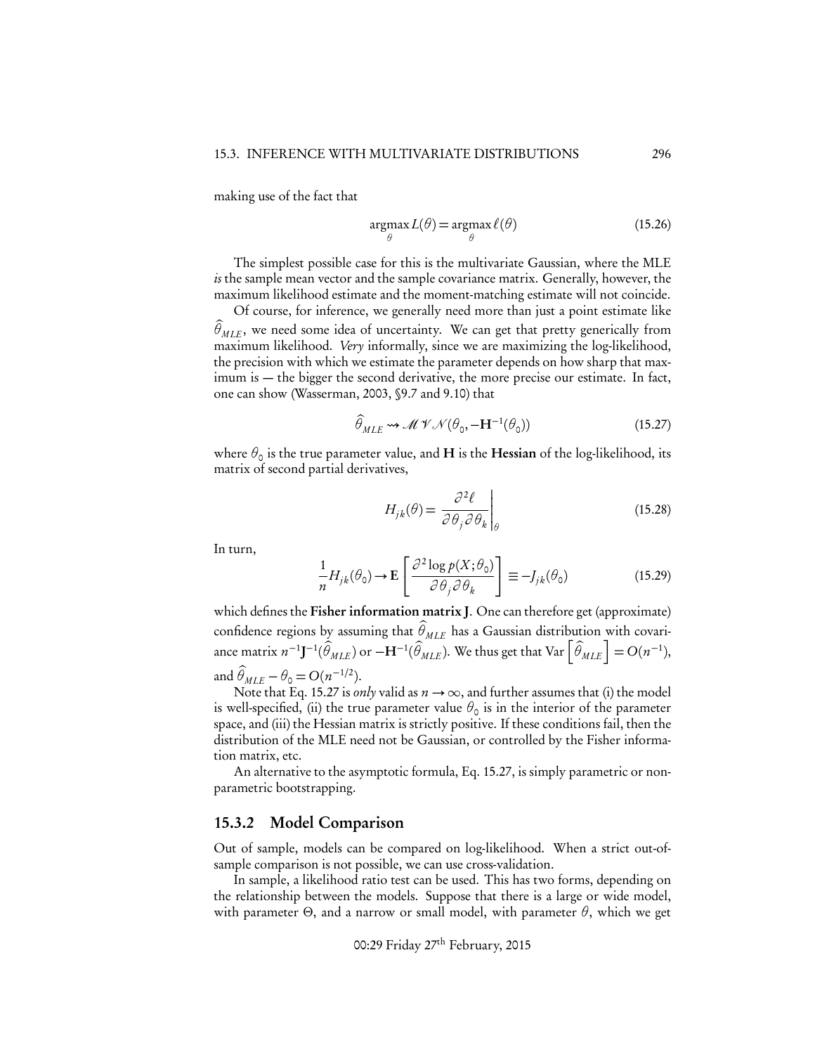making use of the fact that

$$\underset{\theta}{\operatorname{argmax}} L(\theta) = \underset{\theta}{\operatorname{argmax}} \ell(\theta) \tag{15.26}$$

The simplest possible case for this is the multivariate Gaussian, where the MLE *is* the sample mean vector and the sample covariance matrix. Generally, however, the maximum likelihood estimate and the moment-matching estimate will not coincide.

Of course, for inference, we generally need more than just a point estimate like $\widehat{\theta}_{MLE}$, we need some idea of uncertainty. We can get that pretty generically from maximum likelihood. *Very* informally, since we are maximizing the log-likelihood, the precision with which we estimate the parameter depends on how sharp that maximum is — the bigger the second derivative, the more precise our estimate. In fact, one can show (Wasserman, 2003, §9.7 and 9.10) that

$$\widehat{\theta}_{MLE} \rightsquigarrow \mathcal{MVN}(\theta_0, -\mathbf{H}^{-1}(\theta_0)) \tag{15.27}$$

where $\theta_0$ is the true parameter value, and $\mathbf{H}$ is the **Hessian** of the log-likelihood, its matrix of second partial derivatives,

$$H_{jk}(\theta) = \left. \frac{\partial^2 \ell}{\partial \theta_j \partial \theta_k} \right|_{\theta} \tag{15.28}$$

In turn,

$$\frac{1}{n} H_{jk}(\theta_0) \rightarrow \mathbf{E}\left[ \frac{\partial^2 \log p(X;\theta_0)}{\partial \theta_j \partial \theta_k} \right] \equiv -J_{jk}(\theta_0) \tag{15.29}$$

which defines the **Fisher information matrix J**. One can therefore get (approximate) confidence regions by assuming that $\widehat{\theta}_{MLE}$ has a Gaussian distribution with covariance matrix $n^{-1}\mathbf{J}^{-1}(\widehat{\theta}_{MLE})$ or $-\mathbf{H}^{-1}(\widehat{\theta}_{MLE})$. We thus get that $\operatorname{Var}\left[\widehat{\theta}_{MLE}\right] = O(n^{-1})$, and $\widehat{\theta}_{MLE} - \theta_0 = O(n^{-1/2})$.

Note that Eq. 15.27 is *only* valid as $n \to \infty$, and further assumes that (i) the model is well-specified, (ii) the true parameter value $\theta_0$ is in the interior of the parameter space, and (iii) the Hessian matrix is strictly positive. If these conditions fail, then the distribution of the MLE need not be Gaussian, or controlled by the Fisher information matrix, etc.

An alternative to the asymptotic formula, Eq. 15.27, is simply parametric or nonparametric bootstrapping.

### 15.3.2 Model Comparison

Out of sample, models can be compared on log-likelihood. When a strict out-of-sample comparison is not possible, we can use cross-validation.

In sample, a likelihood ratio test can be used. This has two forms, depending on the relationship between the models. Suppose that there is a large or wide model, with parameter $\Theta$, and a narrow or small model, with parameter $\theta$, which we get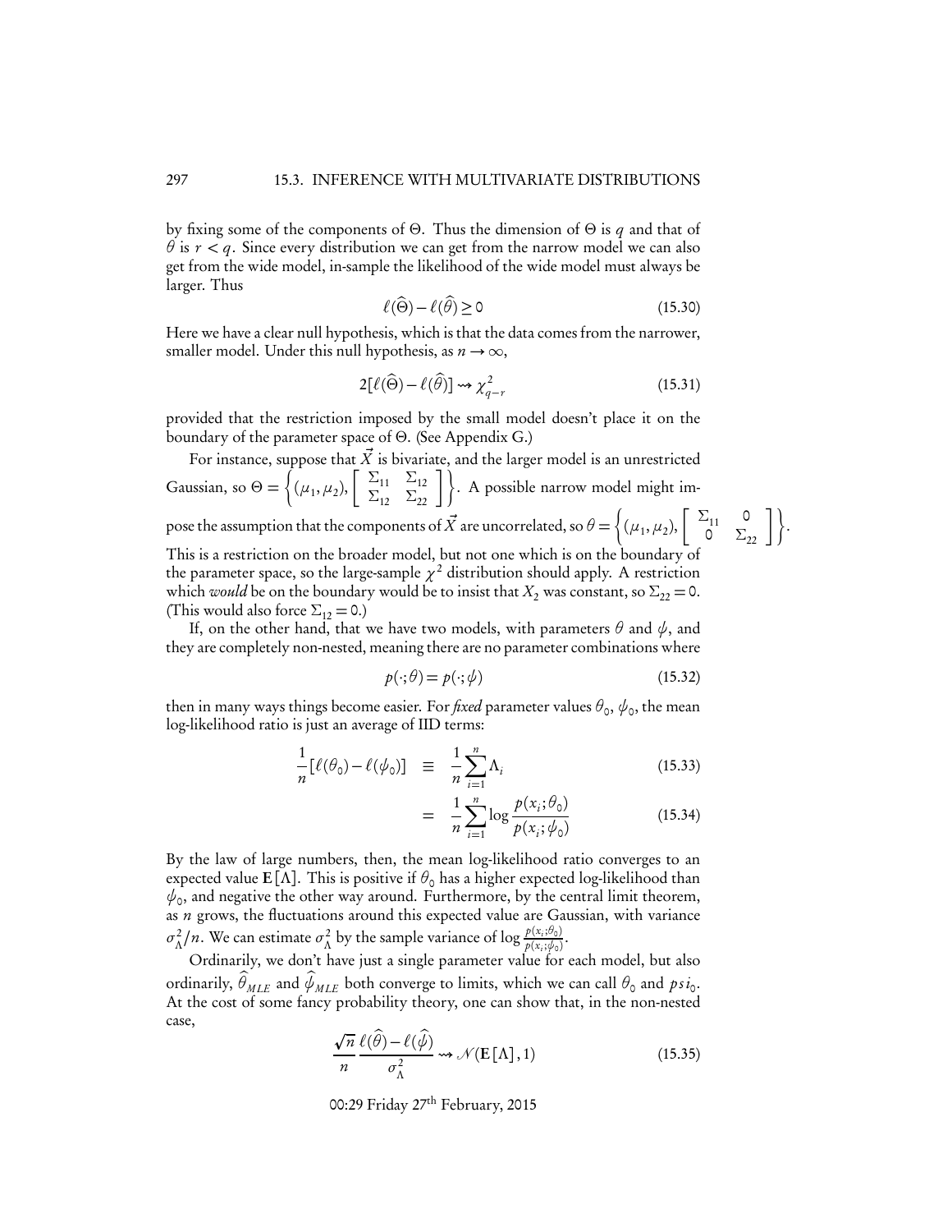by fixing some of the components of $\Theta$. Thus the dimension of $\Theta$ is $q$ and that of $\theta$ is $r < q$. Since every distribution we can get from the narrow model we can also get from the wide model, in-sample the likelihood of the wide model must always be larger. Thus

$$\ell(\widehat{\Theta}) - \ell(\widehat{\theta}) \geq 0 \tag{15.30}$$

Here we have a clear null hypothesis, which is that the data comes from the narrower, smaller model. Under this null hypothesis, as $n \to \infty$,

$$2[\ell(\widehat{\Theta}) - \ell(\widehat{\theta})] \rightsquigarrow \chi^2_{q-r} \tag{15.31}$$

provided that the restriction imposed by the small model doesn't place it on the boundary of the parameter space of $\Theta$. (See Appendix G.)

For instance, suppose that $\vec{X}$ is bivariate, and the larger model is an unrestricted Gaussian, so $\Theta = \left\{(\mu_1, \mu_2), \begin{bmatrix} \Sigma_{11} & \Sigma_{12} \\ \Sigma_{12} & \Sigma_{22} \end{bmatrix}\right\}$. A possible narrow model might impose the assumption that the components of $\vec{X}$ are uncorrelated, so $\theta = \left\{(\mu_1, \mu_2), \begin{bmatrix} \Sigma_{11} & 0 \\ 0 & \Sigma_{22} \end{bmatrix}\right\}$. This is a restriction on the broader model, but not one which is on the boundary of the parameter space, so the large-sample $\chi^2$ distribution should apply. A restriction which *would* be on the boundary would be to insist that $X_2$ was constant, so $\Sigma_{22} = 0$. (This would also force $\Sigma_{12} = 0$.)

If, on the other hand, that we have two models, with parameters $\theta$ and $\psi$, and they are completely non-nested, meaning there are no parameter combinations where

$$p(\cdot; \theta) = p(\cdot; \psi) \tag{15.32}$$

then in many ways things become easier. For *fixed* parameter values $\theta_0$, $\psi_0$, the mean log-likelihood ratio is just an average of IID terms:

$$\frac{1}{n}[\ell(\theta_0) - \ell(\psi_0)] \equiv \frac{1}{n}\sum_{i=1}^{n} \Lambda_i \tag{15.33}$$

$$= \frac{1}{n}\sum_{i=1}^{n} \log \frac{p(x_i; \theta_0)}{p(x_i; \psi_0)} \tag{15.34}$$

By the law of large numbers, then, the mean log-likelihood ratio converges to an expected value $\mathbf{E}[\Lambda]$. This is positive if $\theta_0$ has a higher expected log-likelihood than $\psi_0$, and negative the other way around. Furthermore, by the central limit theorem, as $n$ grows, the fluctuations around this expected value are Gaussian, with variance $\sigma^2_\Lambda/n$. We can estimate $\sigma^2_\Lambda$ by the sample variance of $\log \frac{p(x_i;\theta_0)}{p(x_i;\psi_0)}$.

Ordinarily, we don't have just a single parameter value for each model, but also ordinarily, $\widehat{\theta}_{MLE}$ and $\widehat{\psi}_{MLE}$ both converge to limits, which we can call $\theta_0$ and $psi_0$. At the cost of some fancy probability theory, one can show that, in the non-nested case,

$$\frac{\sqrt{n}}{n} \frac{\ell(\widehat{\theta}) - \ell(\widehat{\psi})}{\sigma^2_\Lambda} \rightsquigarrow \mathcal{N}(\mathbf{E}[\Lambda], 1) \tag{15.35}$$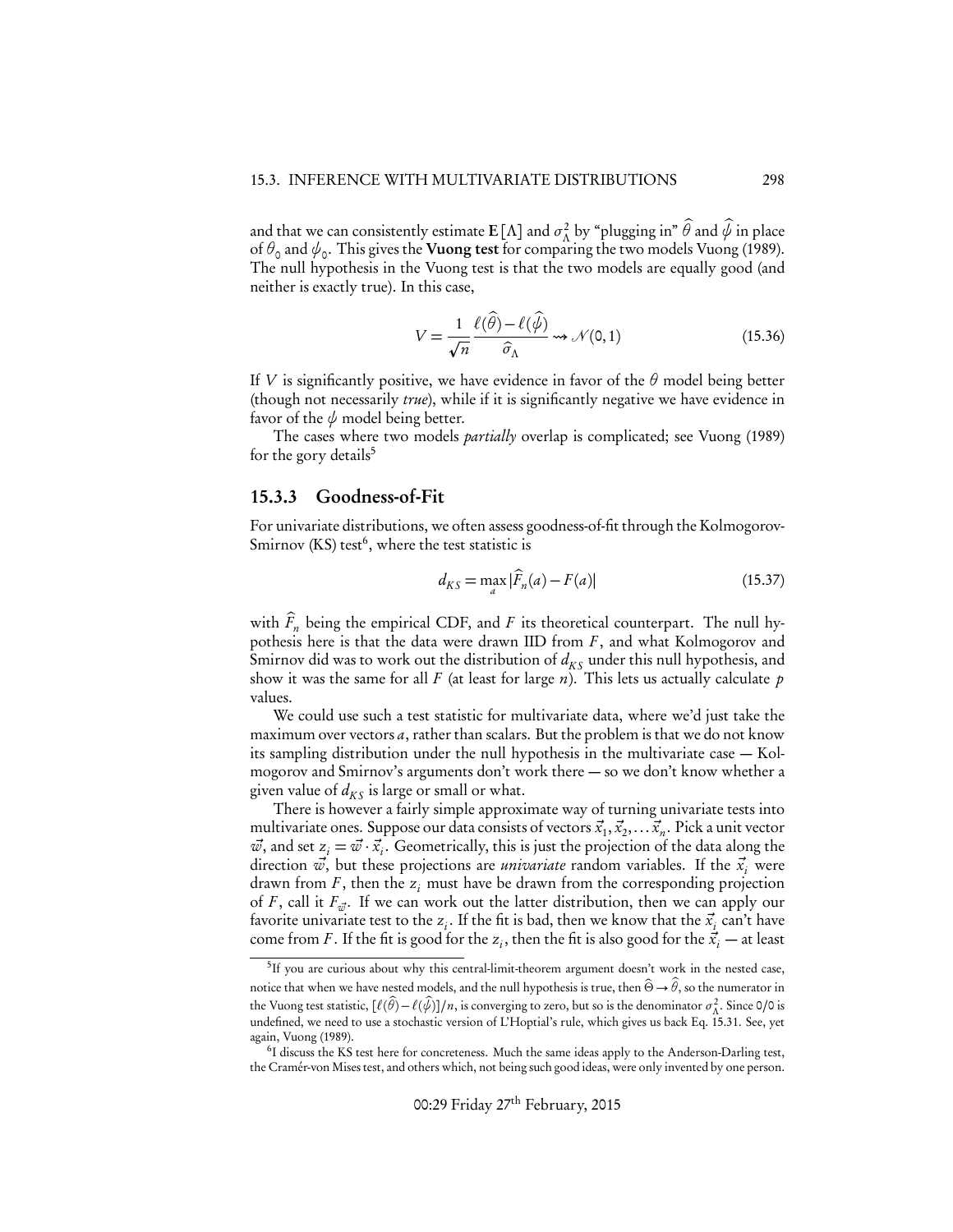and that we can consistently estimate $\mathbf{E}[\Lambda]$ and $\sigma^2_\Lambda$ by "plugging in" $\widehat{\theta}$ and $\widehat{\psi}$ in place of $\theta_0$ and $\psi_0$. This gives the **Vuong test** for comparing the two models Vuong (1989). The null hypothesis in the Vuong test is that the two models are equally good (and neither is exactly true). In this case,

$$V = \frac{1}{\sqrt{n}} \frac{\ell(\widehat{\theta}) - \ell(\widehat{\psi})}{\widehat{\sigma}_\Lambda} \rightsquigarrow \mathcal{N}(0,1) \tag{15.36}$$

If $V$ is significantly positive, we have evidence in favor of the $\theta$ model being better (though not necessarily *true*), while if it is significantly negative we have evidence in favor of the $\psi$ model being better.

The cases where two models *partially* overlap is complicated; see Vuong (1989) for the gory details[5]

### 15.3.3 Goodness-of-Fit

For univariate distributions, we often assess goodness-of-fit through the Kolmogorov-Smirnov (KS) test[6], where the test statistic is

$$d_{KS} = \max_a |\widehat{F}_n(a) - F(a)| \tag{15.37}$$

with $\widehat{F}_n$ being the empirical CDF, and $F$ its theoretical counterpart. The null hypothesis here is that the data were drawn IID from $F$, and what Kolmogorov and Smirnov did was to work out the distribution of $d_{KS}$ under this null hypothesis, and show it was the same for all $F$ (at least for large $n$). This lets us actually calculate $p$ values.

We could use such a test statistic for multivariate data, where we'd just take the maximum over vectors $a$, rather than scalars. But the problem is that we do not know its sampling distribution under the null hypothesis in the multivariate case — Kolmogorov and Smirnov's arguments don't work there — so we don't know whether a given value of $d_{KS}$ is large or small or what.

There is however a fairly simple approximate way of turning univariate tests into multivariate ones. Suppose our data consists of vectors $\vec{x}_1, \vec{x}_2, \ldots \vec{x}_n$. Pick a unit vector $\vec{w}$, and set $z_i = \vec{w} \cdot \vec{x}_i$. Geometrically, this is just the projection of the data along the direction $\vec{w}$, but these projections are *univariate* random variables. If the $\vec{x}_i$ were drawn from $F$, then the $z_i$ must have be drawn from the corresponding projection of $F$, call it $F_{\vec{w}}$. If we can work out the latter distribution, then we can apply our favorite univariate test to the $z_i$. If the fit is bad, then we know that the $\vec{x}_i$ can't have come from $F$. If the fit is good for the $z_i$, then the fit is also good for the $\vec{x}_i$ — at least

[5] If you are curious about why this central-limit-theorem argument doesn't work in the nested case, notice that when we have nested models, and the null hypothesis is true, then $\widehat{\Theta} \rightarrow \widehat{\theta}$, so the numerator in the Vuong test statistic, $[\ell(\widehat{\theta}) - \ell(\widehat{\psi})]/n$, is converging to zero, but so is the denominator $\sigma^2_\Lambda$. Since 0/0 is undefined, we need to use a stochastic version of L'Hoptial's rule, which gives us back Eq. 15.31. See, yet again, Vuong (1989).

[6] I discuss the KS test here for concreteness. Much the same ideas apply to the Anderson-Darling test, the Cramér-von Mises test, and others which, not being such good ideas, were only invented by one person.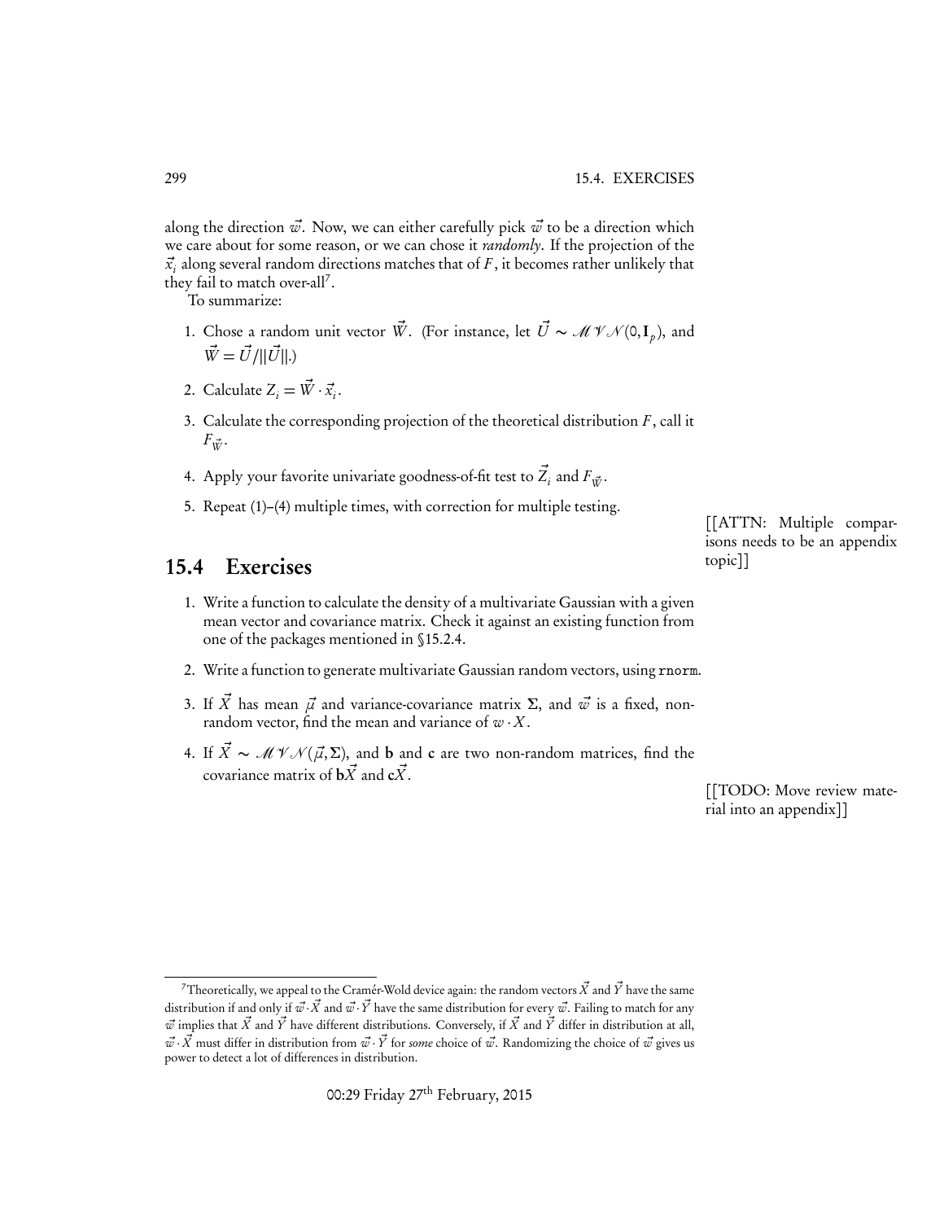along the direction $\vec{w}$. Now, we can either carefully pick $\vec{w}$ to be a direction which we care about for some reason, or we can chose it *randomly*. If the projection of the $\vec{x}_i$ along several random directions matches that of $F$, it becomes rather unlikely that they fail to match over-all[7].

To summarize:

1. Chose a random unit vector $\vec{W}$. (For instance, let $\vec{U} \sim \mathcal{MVN}(0, \mathbf{I}_p)$, and $\vec{W} = \vec{U}/\|\vec{U}\|$.)
2. Calculate $Z_i = \vec{W} \cdot \vec{x}_i$.
3. Calculate the corresponding projection of the theoretical distribution $F$, call it $F_{\vec{W}}$.
4. Apply your favorite univariate goodness-of-fit test to $\vec{Z}_i$ and $F_{\vec{W}}$.
5. Repeat (1)–(4) multiple times, with correction for multiple testing.

[[ATTN: Multiple comparisons needs to be an appendix topic]]

## 15.4 Exercises

1. Write a function to calculate the density of a multivariate Gaussian with a given mean vector and covariance matrix. Check it against an existing function from one of the packages mentioned in §15.2.4.
2. Write a function to generate multivariate Gaussian random vectors, using `rnorm`.
3. If $\vec{X}$ has mean $\vec{\mu}$ and variance-covariance matrix $\mathbf{\Sigma}$, and $\vec{w}$ is a fixed, non-random vector, find the mean and variance of $w \cdot X$.
4. If $\vec{X} \sim \mathcal{MVN}(\vec{\mu}, \mathbf{\Sigma})$, and $\mathbf{b}$ and $\mathbf{c}$ are two non-random matrices, find the covariance matrix of $\mathbf{b}\vec{X}$ and $\mathbf{c}\vec{X}$.

[[TODO: Move review material into an appendix]]

[7] Theoretically, we appeal to the Cramér-Wold device again: the random vectors $\vec{X}$ and $\vec{Y}$ have the same distribution if and only if $\vec{w} \cdot \vec{X}$ and $\vec{w} \cdot \vec{Y}$ have the same distribution for every $\vec{w}$. Failing to match for any $\vec{w}$ implies that $\vec{X}$ and $\vec{Y}$ have different distributions. Conversely, if $\vec{X}$ and $\vec{Y}$ differ in distribution at all, $\vec{w} \cdot \vec{X}$ must differ in distribution from $\vec{w} \cdot \vec{Y}$ for *some* choice of $\vec{w}$. Randomizing the choice of $\vec{w}$ gives us power to detect a lot of differences in distribution.